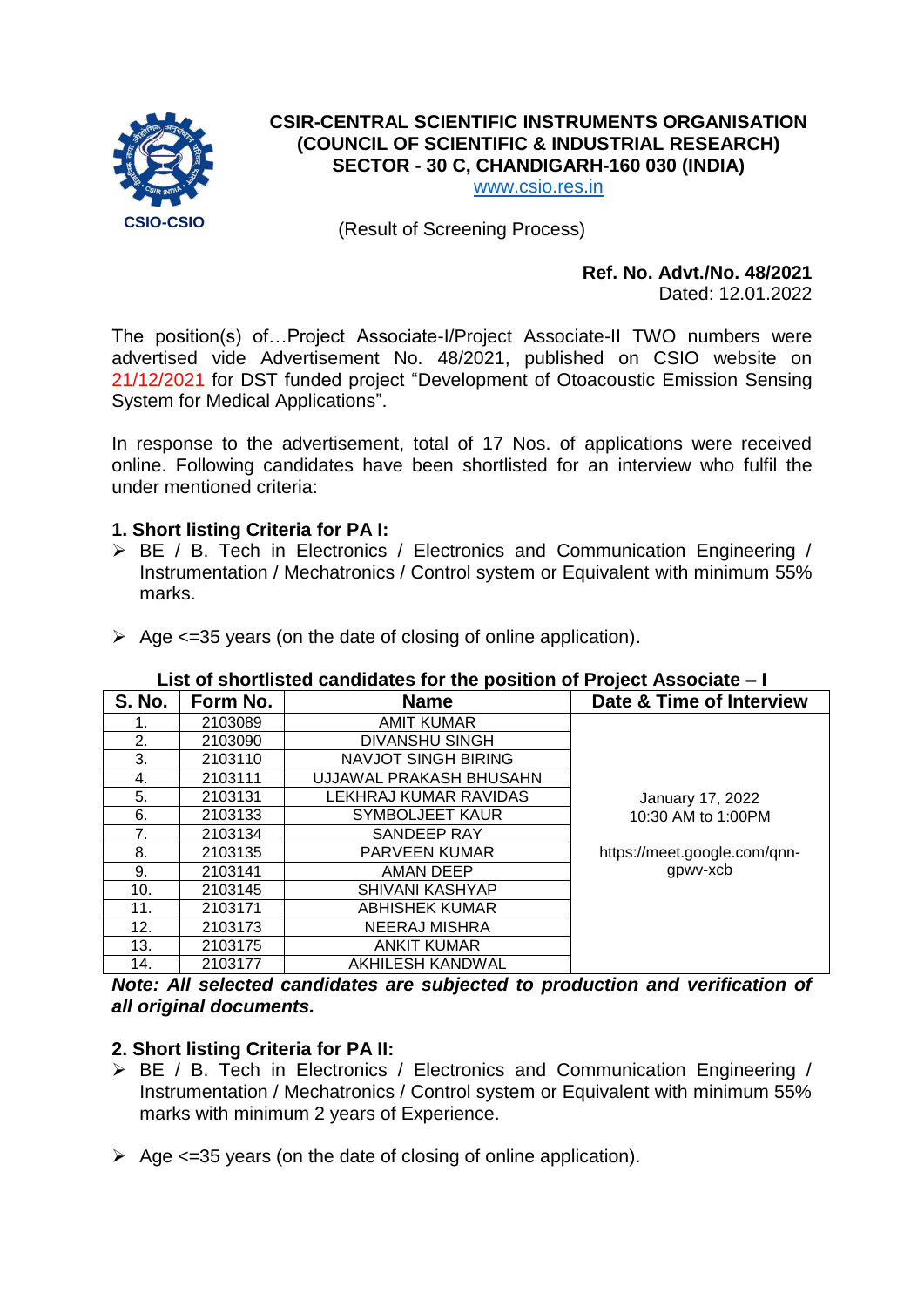# CSIR-CENTRAL SCIENTIFIC INSTRUMENTS ORGANISATION
## (COUNCIL OF SCIENTIFIC & INDUSTRIAL RESEARCH)
## SECTOR - 30 C, CHANDIGARH-160 030 (INDIA)

www.csio.res.in

CSIO-CSIO

(Result of Screening Process)

**Ref. No. Advt./No. 48/2021**
Dated: 12.01.2022

The position(s) of…Project Associate-I/Project Associate-II TWO numbers were advertised vide Advertisement No. 48/2021, published on CSIO website on 21/12/2021 for DST funded project "Development of Otoacoustic Emission Sensing System for Medical Applications".

In response to the advertisement, total of 17 Nos. of applications were received online. Following candidates have been shortlisted for an interview who fulfil the under mentioned criteria:

**1. Short listing Criteria for PA I:**

- BE / B. Tech in Electronics / Electronics and Communication Engineering / Instrumentation / Mechatronics / Control system or Equivalent with minimum 55% marks.
- Age <=35 years (on the date of closing of online application).

**List of shortlisted candidates for the position of Project Associate – I**

| S. No. | Form No. | Name | Date & Time of Interview |
|---|---|---|---|
| 1. | 2103089 | AMIT KUMAR | January 17, 2022<br>10:30 AM to 1:00PM<br><br>https://meet.google.com/qnn-gpwv-xcb |
| 2. | 2103090 | DIVANSHU SINGH | |
| 3. | 2103110 | NAVJOT SINGH BIRING | |
| 4. | 2103111 | UJJAWAL PRAKASH BHUSAHN | |
| 5. | 2103131 | LEKHRAJ KUMAR RAVIDAS | |
| 6. | 2103133 | SYMBOLJEET KAUR | |
| 7. | 2103134 | SANDEEP RAY | |
| 8. | 2103135 | PARVEEN KUMAR | |
| 9. | 2103141 | AMAN DEEP | |
| 10. | 2103145 | SHIVANI KASHYAP | |
| 11. | 2103171 | ABHISHEK KUMAR | |
| 12. | 2103173 | NEERAJ MISHRA | |
| 13. | 2103175 | ANKIT KUMAR | |
| 14. | 2103177 | AKHILESH KANDWAL | |

***Note: All selected candidates are subjected to production and verification of all original documents.***

**2. Short listing Criteria for PA II:**

- BE / B. Tech in Electronics / Electronics and Communication Engineering / Instrumentation / Mechatronics / Control system or Equivalent with minimum 55% marks with minimum 2 years of Experience.
- Age <=35 years (on the date of closing of online application).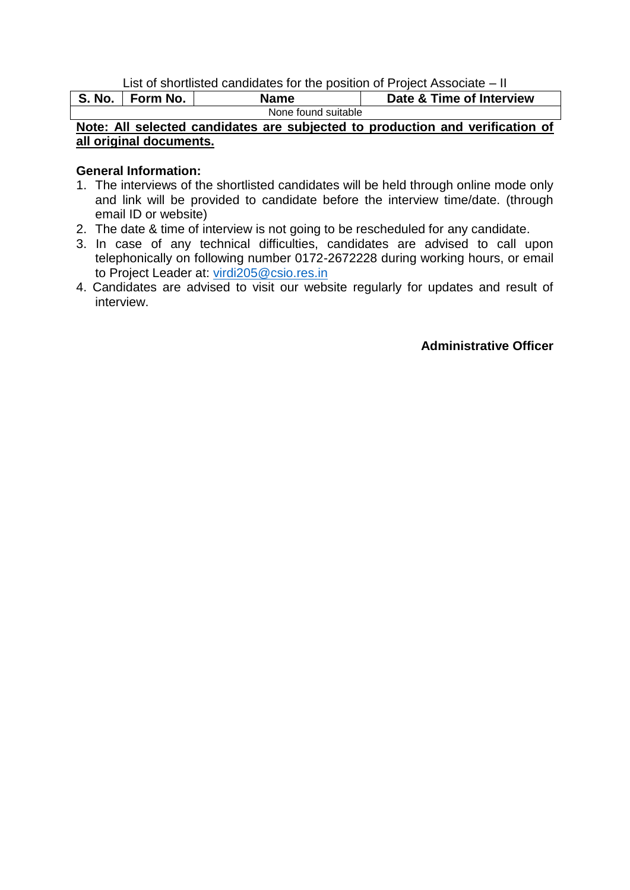List of shortlisted candidates for the position of Project Associate – II

| S. No. | Form No. | Name | Date & Time of Interview |
| --- | --- | --- | --- |
| None found suitable | | | |

**Note: All selected candidates are subjected to production and verification of all original documents.**

**General Information:**

1. The interviews of the shortlisted candidates will be held through online mode only and link will be provided to candidate before the interview time/date. (through email ID or website)
2. The date & time of interview is not going to be rescheduled for any candidate.
3. In case of any technical difficulties, candidates are advised to call upon telephonically on following number 0172-2672228 during working hours, or email to Project Leader at: virdi205@csio.res.in
4. Candidates are advised to visit our website regularly for updates and result of interview.

**Administrative Officer**